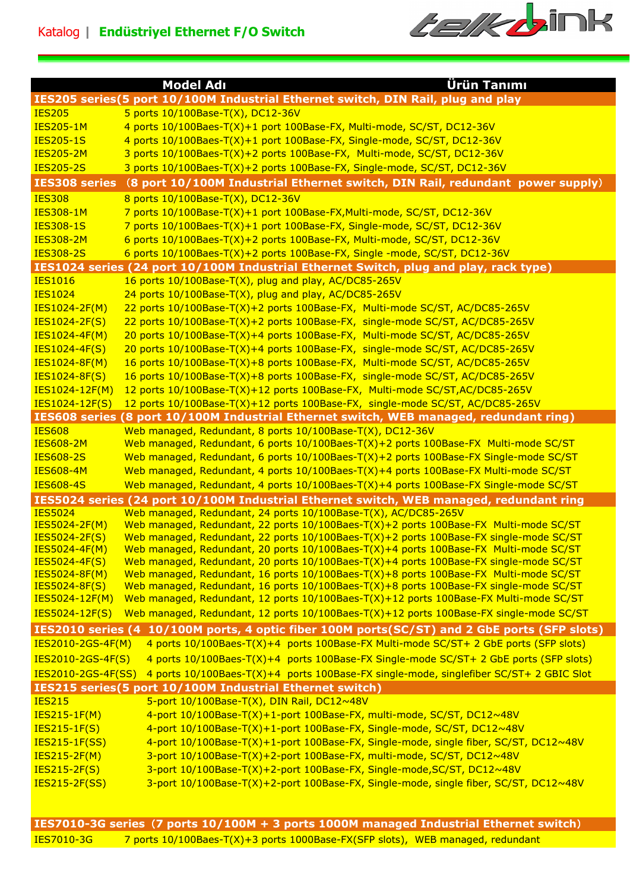Katalog | **Endüstriyel Ethernet F/O Switch**

| Model Adı | Ürün Tanımı |
|---|---|
| **IES205 series(5 port 10/100M Industrial Ethernet switch, DIN Rail, plug and play** | |
| IES205 | 5 ports 10/100Base-T(X), DC12-36V |
| IES205-1M | 4 ports 10/100Baes-T(X)+1 port 100Base-FX, Multi-mode, SC/ST, DC12-36V |
| IES205-1S | 4 ports 10/100Baes-T(X)+1 port 100Base-FX, Single-mode, SC/ST, DC12-36V |
| IES205-2M | 3 ports 10/100Baes-T(X)+2 ports 100Base-FX, Multi-mode, SC/ST, DC12-36V |
| IES205-2S | 3 ports 10/100Baes-T(X)+2 ports 100Base-FX, Single-mode, SC/ST, DC12-36V |
| **IES308 series (8 port 10/100M Industrial Ethernet switch, DIN Rail, redundant power supply)** | |
| IES308 | 8 ports 10/100Base-T(X), DC12-36V |
| IES308-1M | 7 ports 10/100Base-T(X)+1 port 100Base-FX,Multi-mode, SC/ST, DC12-36V |
| IES308-1S | 7 ports 10/100Baes-T(X)+1 port 100Base-FX, Single-mode, SC/ST, DC12-36V |
| IES308-2M | 6 ports 10/100Baes-T(X)+2 ports 100Base-FX, Multi-mode, SC/ST, DC12-36V |
| IES308-2S | 6 ports 10/100Baes-T(X)+2 ports 100Base-FX, Single -mode, SC/ST, DC12-36V |
| **IES1024 series (24 port 10/100M Industrial Ethernet Switch, plug and play, rack type)** | |
| IES1016 | 16 ports 10/100Base-T(X), plug and play, AC/DC85-265V |
| IES1024 | 24 ports 10/100Base-T(X), plug and play, AC/DC85-265V |
| IES1024-2F(M) | 22 ports 10/100Base-T(X)+2 ports 100Base-FX, Multi-mode SC/ST, AC/DC85-265V |
| IES1024-2F(S) | 22 ports 10/100Base-T(X)+2 ports 100Base-FX, single-mode SC/ST, AC/DC85-265V |
| IES1024-4F(M) | 20 ports 10/100Base-T(X)+4 ports 100Base-FX, Multi-mode SC/ST, AC/DC85-265V |
| IES1024-4F(S) | 20 ports 10/100Base-T(X)+4 ports 100Base-FX, single-mode SC/ST, AC/DC85-265V |
| IES1024-8F(M) | 16 ports 10/100Base-T(X)+8 ports 100Base-FX, Multi-mode SC/ST, AC/DC85-265V |
| IES1024-8F(S) | 16 ports 10/100Base-T(X)+8 ports 100Base-FX, single-mode SC/ST, AC/DC85-265V |
| IES1024-12F(M) | 12 ports 10/100Base-T(X)+12 ports 100Base-FX, Multi-mode SC/ST,AC/DC85-265V |
| IES1024-12F(S) | 12 ports 10/100Base-T(X)+12 ports 100Base-FX, single-mode SC/ST, AC/DC85-265V |
| **IES608 series (8 port 10/100M Industrial Ethernet switch, WEB managed, redundant ring)** | |
| IES608 | Web managed, Redundant, 8 ports 10/100Base-T(X), DC12-36V |
| IES608-2M | Web managed, Redundant, 6 ports 10/100Baes-T(X)+2 ports 100Base-FX Multi-mode SC/ST |
| IES608-2S | Web managed, Redundant, 6 ports 10/100Baes-T(X)+2 ports 100Base-FX Single-mode SC/ST |
| IES608-4M | Web managed, Redundant, 4 ports 10/100Baes-T(X)+4 ports 100Base-FX Multi-mode SC/ST |
| IES608-4S | Web managed, Redundant, 4 ports 10/100Baes-T(X)+4 ports 100Base-FX Single-mode SC/ST |
| **IES5024 series (24 port 10/100M Industrial Ethernet switch, WEB managed, redundant ring** | |
| IES5024 | Web managed, Redundant, 24 ports 10/100Base-T(X), AC/DC85-265V |
| IES5024-2F(M) | Web managed, Redundant, 22 ports 10/100Baes-T(X)+2 ports 100Base-FX Multi-mode SC/ST |
| IES5024-2F(S) | Web managed, Redundant, 22 ports 10/100Baes-T(X)+2 ports 100Base-FX single-mode SC/ST |
| IES5024-4F(M) | Web managed, Redundant, 20 ports 10/100Baes-T(X)+4 ports 100Base-FX Multi-mode SC/ST |
| IES5024-4F(S) | Web managed, Redundant, 20 ports 10/100Baes-T(X)+4 ports 100Base-FX single-mode SC/ST |
| IES5024-8F(M) | Web managed, Redundant, 16 ports 10/100Baes-T(X)+8 ports 100Base-FX Multi-mode SC/ST |
| IES5024-8F(S) | Web managed, Redundant, 16 ports 10/100Baes-T(X)+8 ports 100Base-FX single-mode SC/ST |
| IES5024-12F(M) | Web managed, Redundant, 12 ports 10/100Baes-T(X)+12 ports 100Base-FX Multi-mode SC/ST |
| IES5024-12F(S) | Web managed, Redundant, 12 ports 10/100Baes-T(X)+12 ports 100Base-FX single-mode SC/ST |
| **IES2010 series (4 10/100M ports, 4 optic fiber 100M ports(SC/ST) and 2 GbE ports (SFP slots)** | |
| IES2010-2GS-4F(M) | 4 ports 10/100Baes-T(X)+4 ports 100Base-FX Multi-mode SC/ST+ 2 GbE ports (SFP slots) |
| IES2010-2GS-4F(S) | 4 ports 10/100Baes-T(X)+4 ports 100Base-FX Single-mode SC/ST+ 2 GbE ports (SFP slots) |
| IES2010-2GS-4F(SS) | 4 ports 10/100Baes-T(X)+4 ports 100Base-FX single-mode, singlefiber SC/ST+ 2 GBIC Slot |
| **IES215 series(5 port 10/100M Industrial Ethernet switch)** | |
| IES215 | 5-port 10/100Base-T(X), DIN Rail, DC12~48V |
| IES215-1F(M) | 4-port 10/100Base-T(X)+1-port 100Base-FX, multi-mode, SC/ST, DC12~48V |
| IES215-1F(S) | 4-port 10/100Base-T(X)+1-port 100Base-FX, Single-mode, SC/ST, DC12~48V |
| IES215-1F(SS) | 4-port 10/100Base-T(X)+1-port 100Base-FX, Single-mode, single fiber, SC/ST, DC12~48V |
| IES215-2F(M) | 3-port 10/100Base-T(X)+2-port 100Base-FX, multi-mode, SC/ST, DC12~48V |
| IES215-2F(S) | 3-port 10/100Base-T(X)+2-port 100Base-FX, Single-mode,SC/ST, DC12~48V |
| IES215-2F(SS) | 3-port 10/100Base-T(X)+2-port 100Base-FX, Single-mode, single fiber, SC/ST, DC12~48V |
| **IES7010-3G series (7 ports 10/100M + 3 ports 1000M managed Industrial Ethernet switch)** | |
| IES7010-3G | 7 ports 10/100Baes-T(X)+3 ports 1000Base-FX(SFP slots), WEB managed, redundant |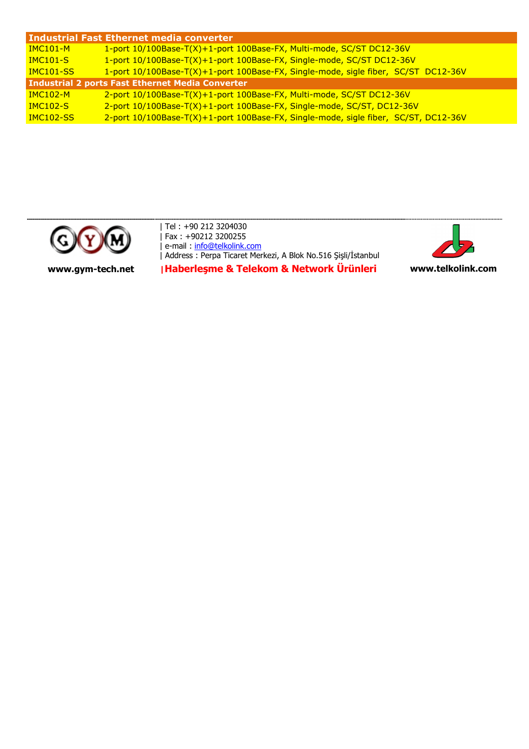| | |
|---|---|
| **Industrial Fast Ethernet media converter** | |
| IMC101-M | 1-port 10/100Base-T(X)+1-port 100Base-FX, Multi-mode, SC/ST DC12-36V |
| IMC101-S | 1-port 10/100Base-T(X)+1-port 100Base-FX, Single-mode, SC/ST DC12-36V |
| IMC101-SS | 1-port 10/100Base-T(X)+1-port 100Base-FX, Single-mode, sigle fiber, SC/ST DC12-36V |
| **Industrial 2 ports Fast Ethernet Media Converter** | |
| IMC102-M | 2-port 10/100Base-T(X)+1-port 100Base-FX, Multi-mode, SC/ST DC12-36V |
| IMC102-S | 2-port 10/100Base-T(X)+1-port 100Base-FX, Single-mode, SC/ST, DC12-36V |
| IMC102-SS | 2-port 10/100Base-T(X)+1-port 100Base-FX, Single-mode, sigle fiber, SC/ST, DC12-36V |

| Tel : +90 212 3204030
| Fax : +90212 3200255
| e-mail : info@telkolink.com
| Address : Perpa Ticaret Merkezi, A Blok No.516 Şişli/İstanbul

**www.gym-tech.net** | **Haberleşme & Telekom & Network Ürünleri** **www.telkolink.com**